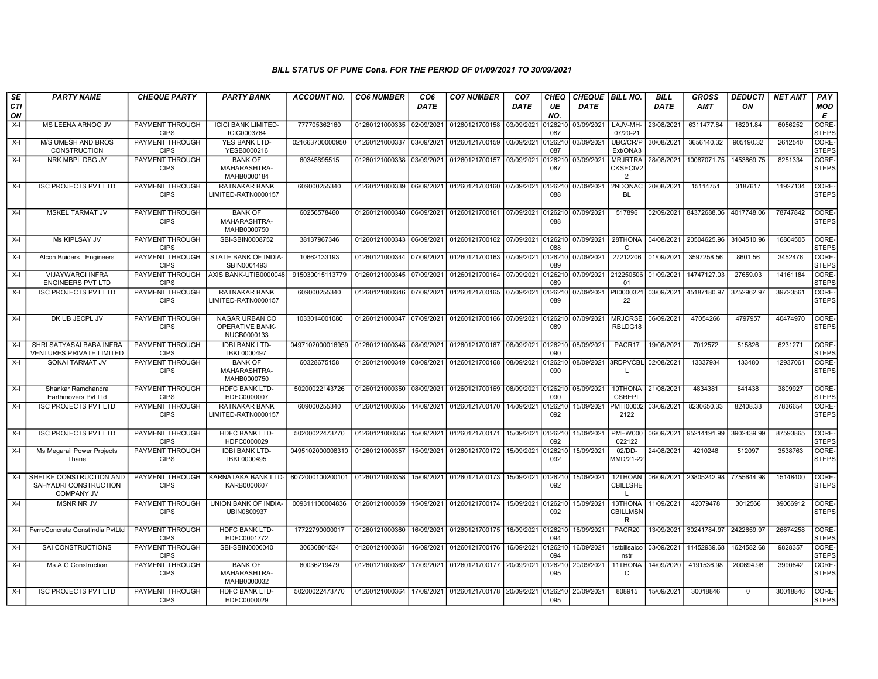### BILL STATUS OF PUNE Cons. FOR THE PERIOD OF 01/09/2021 TO 30/09/2021

| SECTION | PARTY NAME | CHEQUE PARTY | PARTY BANK | ACCOUNT NO. | CO6 NUMBER | CO6 DATE | CO7 NUMBER | CO7 DATE | CHEQUE NO. | CHEQUE DATE | BILL NO. | BILL DATE | GROSS AMT | DEDUCTION | NET AMT | PAY MODE |
|---|---|---|---|---|---|---|---|---|---|---|---|---|---|---|---|---|
| X-I | MS LEENA ARNOO JV | PAYMENT THROUGH CIPS | ICICI BANK LIMITED-ICIC0003764 | 777705362160 | 01260121000335 | 02/09/2021 | 01260121700158 | 03/09/2021 | 0126210087 | 03/09/2021 | LAJV-MH-07/20-21 | 23/08/2021 | 6311477.84 | 16291.84 | 6056252 | CORE-STEPS |
| X-I | M/S UMESH AND BROS CONSTRUCTION | PAYMENT THROUGH CIPS | YES BANK LTD-YESB0000216 | 021663700000950 | 01260121000337 | 03/09/2021 | 01260121700159 | 03/09/2021 | 0126210087 | 03/09/2021 | UBC/CR/PExt/ONA3 | 30/08/2021 | 3656140.32 | 905190.32 | 2612540 | CORE-STEPS |
| X-I | NRK MBPL DBG JV | PAYMENT THROUGH CIPS | BANK OF MAHARASHTRA-MAHB0000184 | 60345895515 | 01260121000338 | 03/09/2021 | 01260121700157 | 03/09/2021 | 0126210087 | 03/09/2021 | MRJRTRACKSECIV22 | 28/08/2021 | 10087071.75 | 1453869.75 | 8251334 | CORE-STEPS |
| X-I | ISC PROJECTS PVT LTD | PAYMENT THROUGH CIPS | RATNAKAR BANK LIMITED-RATN0000157 | 609000255340 | 01260121000339 | 06/09/2021 | 01260121700160 | 07/09/2021 | 0126210088 | 07/09/2021 | 2NDONACBL | 20/08/2021 | 15114751 | 3187617 | 11927134 | CORE-STEPS |
| X-I | MSKEL TARMAT JV | PAYMENT THROUGH CIPS | BANK OF MAHARASHTRA-MAHB0000750 | 60256578460 | 01260121000340 | 06/09/2021 | 01260121700161 | 07/09/2021 | 0126210088 | 07/09/2021 | 517896 | 02/09/2021 | 84372688.06 | 4017748.06 | 78747842 | CORE-STEPS |
| X-I | Ms KIPLSAY JV | PAYMENT THROUGH CIPS | SBI-SBIN0008752 | 38137967346 | 01260121000343 | 06/09/2021 | 01260121700162 | 07/09/2021 | 0126210088 | 07/09/2021 | 28THONAC | 04/08/2021 | 20504625.96 | 3104510.96 | 16804505 | CORE-STEPS |
| X-I | Alcon Buiders Engineers | PAYMENT THROUGH CIPS | STATE BANK OF INDIA-SBIN0001493 | 10662133193 | 01260121000344 | 07/09/2021 | 01260121700163 | 07/09/2021 | 0126210089 | 07/09/2021 | 27212206 | 01/09/2021 | 3597258.56 | 8601.56 | 3452476 | CORE-STEPS |
| X-I | VIJAYWARGI INFRA ENGINEERS PVT LTD | PAYMENT THROUGH CIPS | AXIS BANK-UTIB0000048 | 915030015113779 | 01260121000345 | 07/09/2021 | 01260121700164 | 07/09/2021 | 0126210089 | 07/09/2021 | 21225050601 | 01/09/2021 | 14747127.03 | 27659.03 | 14161184 | CORE-STEPS |
| X-I | ISC PROJECTS PVT LTD | PAYMENT THROUGH CIPS | RATNAKAR BANK LIMITED-RATN0000157 | 609000255340 | 01260121000346 | 07/09/2021 | 01260121700165 | 07/09/2021 | 0126210089 | 07/09/2021 | PII000032122 | 03/09/2021 | 45187180.97 | 3752962.97 | 39723561 | CORE-STEPS |
| X-I | DK UB JECPL JV | PAYMENT THROUGH CIPS | NAGAR URBAN CO OPERATIVE BANK-NUCB0000133 | 1033014001080 | 01260121000347 | 07/09/2021 | 01260121700166 | 07/09/2021 | 0126210089 | 07/09/2021 | MRJCRSERBLDG18 | 06/09/2021 | 47054266 | 4797957 | 40474970 | CORE-STEPS |
| X-I | SHRI SATYASAI BABA INFRA VENTURES PRIVATE LIMITED | PAYMENT THROUGH CIPS | IDBI BANK LTD-IBKL0000497 | 0497102000016959 | 01260121000348 | 08/09/2021 | 01260121700167 | 08/09/2021 | 0126210090 | 08/09/2021 | PACR17 | 19/08/2021 | 7012572 | 515826 | 6231271 | CORE-STEPS |
| X-I | SONAI TARMAT JV | PAYMENT THROUGH CIPS | BANK OF MAHARASHTRA-MAHB0000750 | 60328675158 | 01260121000349 | 08/09/2021 | 01260121700168 | 08/09/2021 | 0126210090 | 08/09/2021 | 3RDPVCBLL | 02/08/2021 | 13337934 | 133480 | 12937061 | CORE-STEPS |
| X-I | Shankar Ramchandra Earthmovers Pvt Ltd | PAYMENT THROUGH CIPS | HDFC BANK LTD-HDFC0000007 | 50200022143726 | 01260121000350 | 08/09/2021 | 01260121700169 | 08/09/2021 | 0126210090 | 08/09/2021 | 10THONACSREPL | 21/08/2021 | 4834381 | 841438 | 3809927 | CORE-STEPS |
| X-I | ISC PROJECTS PVT LTD | PAYMENT THROUGH CIPS | RATNAKAR BANK LIMITED-RATN0000157 | 609000255340 | 01260121000355 | 14/09/2021 | 01260121700170 | 14/09/2021 | 0126210092 | 15/09/2021 | PMTI000022122 | 03/09/2021 | 8230650.33 | 82408.33 | 7836654 | CORE-STEPS |
| X-I | ISC PROJECTS PVT LTD | PAYMENT THROUGH CIPS | HDFC BANK LTD-HDFC0000029 | 50200022473770 | 01260121000356 | 15/09/2021 | 01260121700171 | 15/09/2021 | 0126210092 | 15/09/2021 | PMEW000022122 | 06/09/2021 | 95214191.99 | 3902439.99 | 87593865 | CORE-STEPS |
| X-I | Ms Megarail Power Projects Thane | PAYMENT THROUGH CIPS | IDBI BANK LTD-IBKL0000495 | 0495102000008310 | 01260121000357 | 15/09/2021 | 01260121700172 | 15/09/2021 | 0126210092 | 15/09/2021 | 02/DD-MMD/21-22 | 24/08/2021 | 4210248 | 512097 | 3538763 | CORE-STEPS |
| X-I | SHELKE CONSTRUCTION AND SAHYADRI CONSTRUCTION COMPANY JV | PAYMENT THROUGH CIPS | KARNATAKA BANK LTD-KARB0000607 | 6072000100200101 | 01260121000358 | 15/09/2021 | 01260121700173 | 15/09/2021 | 0126210092 | 15/09/2021 | 12THOANCBILLSHEL | 06/09/2021 | 23805242.98 | 7755644.98 | 15148400 | CORE-STEPS |
| X-I | MSNR NR JV | PAYMENT THROUGH CIPS | UNION BANK OF INDIA-UBIN0800937 | 009311100004836 | 01260121000359 | 15/09/2021 | 01260121700174 | 15/09/2021 | 0126210092 | 15/09/2021 | 13THONACBILLMSNR | 11/09/2021 | 42079478 | 3012566 | 39066912 | CORE-STEPS |
| X-I | FerroConcrete ConstIndia PvtLtd | PAYMENT THROUGH CIPS | HDFC BANK LTD-HDFC0001772 | 17722790000017 | 01260121000360 | 16/09/2021 | 01260121700175 | 16/09/2021 | 0126210094 | 16/09/2021 | PACR20 | 13/09/2021 | 30241784.97 | 2422659.97 | 26674258 | CORE-STEPS |
| X-I | SAI CONSTRUCTIONS | PAYMENT THROUGH CIPS | SBI-SBIN0006040 | 30630801524 | 01260121000361 | 16/09/2021 | 01260121700176 | 16/09/2021 | 0126210094 | 16/09/2021 | 1stbillsaiconstr | 03/09/2021 | 11452939.68 | 1624582.68 | 9828357 | CORE-STEPS |
| X-I | Ms A G Construction | PAYMENT THROUGH CIPS | BANK OF MAHARASHTRA-MAHB0000032 | 60036219479 | 01260121000362 | 17/09/2021 | 01260121700177 | 20/09/2021 | 0126210095 | 20/09/2021 | 11THONAC | 14/09/2020 | 4191536.98 | 200694.98 | 3990842 | CORE-STEPS |
| X-I | ISC PROJECTS PVT LTD | PAYMENT THROUGH CIPS | HDFC BANK LTD-HDFC0000029 | 50200022473770 | 01260121000364 | 17/09/2021 | 01260121700178 | 20/09/2021 | 0126210095 | 20/09/2021 | 808915 | 15/09/2021 | 30018846 | 0 | 30018846 | CORE-STEPS |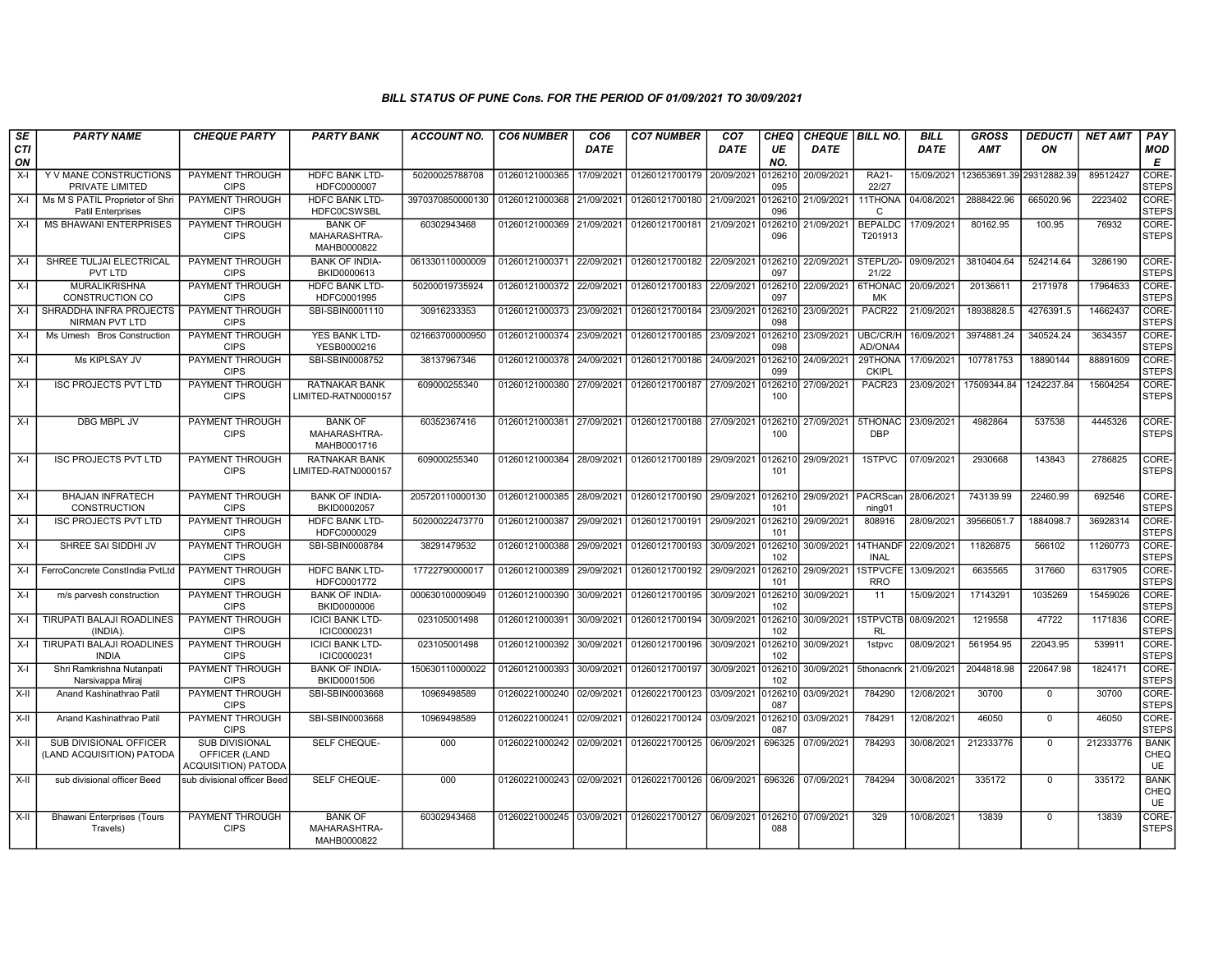*BILL STATUS OF PUNE Cons. FOR THE PERIOD OF 01/09/2021 TO 30/09/2021*

| SECTION | PARTY NAME | CHEQUE PARTY | PARTY BANK | ACCOUNT NO. | CO6 NUMBER | CO6 DATE | CO7 NUMBER | CO7 DATE | CHEQUE NO. | CHEQUE DATE | BILL NO. | BILL DATE | GROSS AMT | DEDUCTION | NET AMT | PAY MODE |
|---|---|---|---|---|---|---|---|---|---|---|---|---|---|---|---|---|
| X-I | Y V MANE CONSTRUCTIONS PRIVATE LIMITED | PAYMENT THROUGH CIPS | HDFC BANK LTD-HDFC0000007 | 50200025788708 | 01260121000365 | 17/09/2021 | 01260121700179 | 20/09/2021 | 0126210095 | 20/09/2021 | RA21-22/27 | 15/09/2021 | 123653691.39 | 29312882.39 | 89512427 | CORE-STEPS |
| X-I | Ms M S PATIL Proprietor of Shri Patil Enterprises | PAYMENT THROUGH CIPS | HDFC BANK LTD-HDFC0CSWSBL | 3970370850000130 | 01260121000368 | 21/09/2021 | 01260121700180 | 21/09/2021 | 0126210096 | 21/09/2021 | 11THONAC | 04/08/2021 | 2888422.96 | 665020.96 | 2223402 | CORE-STEPS |
| X-I | MS BHAWANI ENTERPRISES | PAYMENT THROUGH CIPS | BANK OF MAHARASHTRA-MAHB0000822 | 60302943468 | 01260121000369 | 21/09/2021 | 01260121700181 | 21/09/2021 | 0126210096 | 21/09/2021 | BEPALDCT201913 | 17/09/2021 | 80162.95 | 100.95 | 76932 | CORE-STEPS |
| X-I | SHREE TULJAI ELECTRICAL PVT LTD | PAYMENT THROUGH CIPS | BANK OF INDIA-BKID0000613 | 061330110000009 | 01260121000371 | 22/09/2021 | 01260121700182 | 22/09/2021 | 0126210097 | 22/09/2021 | STEPL/20-21/22 | 09/09/2021 | 3810404.64 | 524214.64 | 3286190 | CORE-STEPS |
| X-I | MURALIKRISHNA CONSTRUCTION CO | PAYMENT THROUGH CIPS | HDFC BANK LTD-HDFC0001995 | 50200019735924 | 01260121000372 | 22/09/2021 | 01260121700183 | 22/09/2021 | 0126210097 | 22/09/2021 | 6THONACMK | 20/09/2021 | 20136611 | 2171978 | 17964633 | CORE-STEPS |
| X-I | SHRADDHA INFRA PROJECTS NIRMAN PVT LTD | PAYMENT THROUGH CIPS | SBI-SBIN0001110 | 30916233353 | 01260121000373 | 23/09/2021 | 01260121700184 | 23/09/2021 | 0126210098 | 23/09/2021 | PACR22 | 21/09/2021 | 18938828.5 | 4276391.5 | 14662437 | CORE-STEPS |
| X-I | Ms Umesh Bros Construction | PAYMENT THROUGH CIPS | YES BANK LTD-YESB0000216 | 021663700000950 | 01260121000374 | 23/09/2021 | 01260121700185 | 23/09/2021 | 0126210098 | 23/09/2021 | UBC/CR/HAD/ONA4 | 16/09/2021 | 3974881.24 | 340524.24 | 3634357 | CORE-STEPS |
| X-I | Ms KIPLSAY JV | PAYMENT THROUGH CIPS | SBI-SBIN0008752 | 38137967346 | 01260121000378 | 24/09/2021 | 01260121700186 | 24/09/2021 | 0126210099 | 24/09/2021 | 29THONACKIPL | 17/09/2021 | 107781753 | 18890144 | 88891609 | CORE-STEPS |
| X-I | ISC PROJECTS PVT LTD | PAYMENT THROUGH CIPS | RATNAKAR BANK LIMITED-RATN0000157 | 609000255340 | 01260121000380 | 27/09/2021 | 01260121700187 | 27/09/2021 | 0126210100 | 27/09/2021 | PACR23 | 23/09/2021 | 17509344.84 | 1242237.84 | 15604254 | CORE-STEPS |
| X-I | DBG MBPL JV | PAYMENT THROUGH CIPS | BANK OF MAHARASHTRA-MAHB0001716 | 60352367416 | 01260121000381 | 27/09/2021 | 01260121700188 | 27/09/2021 | 0126210100 | 27/09/2021 | 5THONACDBP | 23/09/2021 | 4982864 | 537538 | 4445326 | CORE-STEPS |
| X-I | ISC PROJECTS PVT LTD | PAYMENT THROUGH CIPS | RATNAKAR BANK LIMITED-RATN0000157 | 609000255340 | 01260121000384 | 28/09/2021 | 01260121700189 | 29/09/2021 | 0126210101 | 29/09/2021 | 1STPVC | 07/09/2021 | 2930668 | 143843 | 2786825 | CORE-STEPS |
| X-I | BHAJAN INFRATECH CONSTRUCTION | PAYMENT THROUGH CIPS | BANK OF INDIA-BKID0002057 | 205720110000130 | 01260121000385 | 28/09/2021 | 01260121700190 | 29/09/2021 | 0126210101 | 29/09/2021 | PACRScanning01 | 28/06/2021 | 743139.99 | 22460.99 | 692546 | CORE-STEPS |
| X-I | ISC PROJECTS PVT LTD | PAYMENT THROUGH CIPS | HDFC BANK LTD-HDFC0000029 | 50200022473770 | 01260121000387 | 29/09/2021 | 01260121700191 | 29/09/2021 | 0126210101 | 29/09/2021 | 808916 | 28/09/2021 | 39566051.7 | 1884098.7 | 36928314 | CORE-STEPS |
| X-I | SHREE SAI SIDDHI JV | PAYMENT THROUGH CIPS | SBI-SBIN0008784 | 38291479532 | 01260121000388 | 29/09/2021 | 01260121700193 | 30/09/2021 | 0126210102 | 30/09/2021 | 14THANDFINAL | 22/09/2021 | 11826875 | 566102 | 11260773 | CORE-STEPS |
| X-I | FerroConcrete ConstIndia PvtLtd | PAYMENT THROUGH CIPS | HDFC BANK LTD-HDFC0001772 | 17722790000017 | 01260121000389 | 29/09/2021 | 01260121700192 | 29/09/2021 | 0126210101 | 29/09/2021 | 1STPVCFERRO | 13/09/2021 | 6635565 | 317660 | 6317905 | CORE-STEPS |
| X-I | m/s parvesh construction | PAYMENT THROUGH CIPS | BANK OF INDIA-BKID0000006 | 000630100009049 | 01260121000390 | 30/09/2021 | 01260121700195 | 30/09/2021 | 0126210102 | 30/09/2021 | 11 | 15/09/2021 | 17143291 | 1035269 | 15459026 | CORE-STEPS |
| X-I | TIRUPATI BALAJI ROADLINES (INDIA). | PAYMENT THROUGH CIPS | ICICI BANK LTD-ICIC0000231 | 023105001498 | 01260121000391 | 30/09/2021 | 01260121700194 | 30/09/2021 | 0126210102 | 30/09/2021 | 1STPVCTBRL | 08/09/2021 | 1219558 | 47722 | 1171836 | CORE-STEPS |
| X-I | TIRUPATI BALAJI ROADLINES INDIA | PAYMENT THROUGH CIPS | ICICI BANK LTD-ICIC0000231 | 023105001498 | 01260121000392 | 30/09/2021 | 01260121700196 | 30/09/2021 | 0126210102 | 30/09/2021 | 1stpvc | 08/09/2021 | 561954.95 | 22043.95 | 539911 | CORE-STEPS |
| X-I | Shri Ramkrishna Nutanpati Narsivappa Miraj | PAYMENT THROUGH CIPS | BANK OF INDIA-BKID0001506 | 150630110000022 | 01260121000393 | 30/09/2021 | 01260121700197 | 30/09/2021 | 0126210102 | 30/09/2021 | 5thonacnrk | 21/09/2021 | 2044818.98 | 220647.98 | 1824171 | CORE-STEPS |
| X-II | Anand Kashinathrao Patil | PAYMENT THROUGH CIPS | SBI-SBIN0003668 | 10969498589 | 01260221000240 | 02/09/2021 | 01260221700123 | 03/09/2021 | 0126210087 | 03/09/2021 | 784290 | 12/08/2021 | 30700 | 0 | 30700 | CORE-STEPS |
| X-II | Anand Kashinathrao Patil | PAYMENT THROUGH CIPS | SBI-SBIN0003668 | 10969498589 | 01260221000241 | 02/09/2021 | 01260221700124 | 03/09/2021 | 0126210087 | 03/09/2021 | 784291 | 12/08/2021 | 46050 | 0 | 46050 | CORE-STEPS |
| X-II | SUB DIVISIONAL OFFICER (LAND ACQUISITION) PATODA | SUB DIVISIONAL OFFICER (LAND ACQUISITION) PATODA | SELF CHEQUE- | 000 | 01260221000242 | 02/09/2021 | 01260221700125 | 06/09/2021 | 696325 | 07/09/2021 | 784293 | 30/08/2021 | 212333776 | 0 | 212333776 | BANK CHEQUE |
| X-II | sub divisional officer Beed | sub divisional officer Beed | SELF CHEQUE- | 000 | 01260221000243 | 02/09/2021 | 01260221700126 | 06/09/2021 | 696326 | 07/09/2021 | 784294 | 30/08/2021 | 335172 | 0 | 335172 | BANK CHEQUE |
| X-II | Bhawani Enterprises (Tours Travels) | PAYMENT THROUGH CIPS | BANK OF MAHARASHTRA-MAHB0000822 | 60302943468 | 01260221000245 | 03/09/2021 | 01260221700127 | 06/09/2021 | 0126210088 | 07/09/2021 | 329 | 10/08/2021 | 13839 | 0 | 13839 | CORE-STEPS |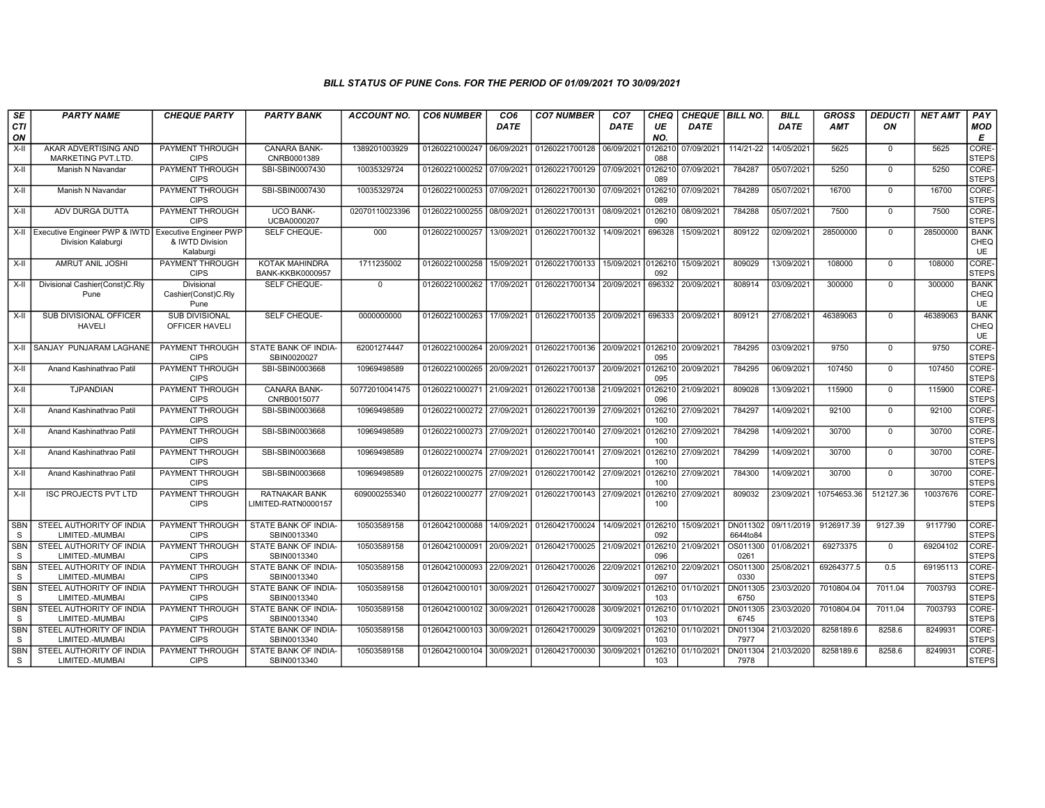### BILL STATUS OF PUNE Cons. FOR THE PERIOD OF 01/09/2021 TO 30/09/2021

| SECTION | PARTY NAME | CHEQUE PARTY | PARTY BANK | ACCOUNT NO. | CO6 NUMBER | CO6 DATE | CO7 NUMBER | CO7 DATE | CHEQUE NO. | CHEQUE DATE | BILL NO. | BILL DATE | GROSS AMT | DEDUCTION | NET AMT | PAY MODE |
|---|---|---|---|---|---|---|---|---|---|---|---|---|---|---|---|---|
| X-II | AKAR ADVERTISING AND MARKETING PVT.LTD. | PAYMENT THROUGH CIPS | CANARA BANK-CNRB0001389 | 1389201003929 | 01260221000247 | 06/09/2021 | 01260221700128 | 06/09/2021 | 0126210088 | 07/09/2021 | 114/21-22 | 14/05/2021 | 5625 | 0 | 5625 | CORE-STEPS |
| X-II | Manish N Navandar | PAYMENT THROUGH CIPS | SBI-SBIN0007430 | 10035329724 | 01260221000252 | 07/09/2021 | 01260221700129 | 07/09/2021 | 0126210089 | 07/09/2021 | 784287 | 05/07/2021 | 5250 | 0 | 5250 | CORE-STEPS |
| X-II | Manish N Navandar | PAYMENT THROUGH CIPS | SBI-SBIN0007430 | 10035329724 | 01260221000253 | 07/09/2021 | 01260221700130 | 07/09/2021 | 0126210089 | 07/09/2021 | 784289 | 05/07/2021 | 16700 | 0 | 16700 | CORE-STEPS |
| X-II | ADV DURGA DUTTA | PAYMENT THROUGH CIPS | UCO BANK-UCBA0000207 | 02070110023396 | 01260221000255 | 08/09/2021 | 01260221700131 | 08/09/2021 | 0126210090 | 08/09/2021 | 784288 | 05/07/2021 | 7500 | 0 | 7500 | CORE-STEPS |
| X-II | Executive Engineer PWP & IWTD Division Kalaburgi | Executive Engineer PWP & IWTD Division Kalaburgi | SELF CHEQUE- | 000 | 01260221000257 | 13/09/2021 | 01260221700132 | 14/09/2021 | 696328 | 15/09/2021 | 809122 | 02/09/2021 | 28500000 | 0 | 28500000 | BANK CHEQUE |
| X-II | AMRUT ANIL JOSHI | PAYMENT THROUGH CIPS | KOTAK MAHINDRA BANK-KKBK0000957 | 1711235002 | 01260221000258 | 15/09/2021 | 01260221700133 | 15/09/2021 | 0126210092 | 15/09/2021 | 809029 | 13/09/2021 | 108000 | 0 | 108000 | CORE-STEPS |
| X-II | Divisional Cashier(Const)C.Rly Pune | Divisional Cashier(Const)C.Rly Pune | SELF CHEQUE- | 0 | 01260221000262 | 17/09/2021 | 01260221700134 | 20/09/2021 | 696332 | 20/09/2021 | 808914 | 03/09/2021 | 300000 | 0 | 300000 | BANK CHEQUE |
| X-II | SUB DIVISIONAL OFFICER HAVELI | SUB DIVISIONAL OFFICER HAVELI | SELF CHEQUE- | 0000000000 | 01260221000263 | 17/09/2021 | 01260221700135 | 20/09/2021 | 696333 | 20/09/2021 | 809121 | 27/08/2021 | 46389063 | 0 | 46389063 | BANK CHEQUE |
| X-II | SANJAY PUNJARAM LAGHANE | PAYMENT THROUGH CIPS | STATE BANK OF INDIA-SBIN0020027 | 62001274447 | 01260221000264 | 20/09/2021 | 01260221700136 | 20/09/2021 | 0126210095 | 20/09/2021 | 784295 | 03/09/2021 | 9750 | 0 | 9750 | CORE-STEPS |
| X-II | Anand Kashinathrao Patil | PAYMENT THROUGH CIPS | SBI-SBIN0003668 | 10969498589 | 01260221000265 | 20/09/2021 | 01260221700137 | 20/09/2021 | 0126210095 | 20/09/2021 | 784295 | 06/09/2021 | 107450 | 0 | 107450 | CORE-STEPS |
| X-II | TJPANDIAN | PAYMENT THROUGH CIPS | CANARA BANK-CNRB0015077 | 50772010041475 | 01260221000271 | 21/09/2021 | 01260221700138 | 21/09/2021 | 0126210096 | 21/09/2021 | 809028 | 13/09/2021 | 115900 | 0 | 115900 | CORE-STEPS |
| X-II | Anand Kashinathrao Patil | PAYMENT THROUGH CIPS | SBI-SBIN0003668 | 10969498589 | 01260221000272 | 27/09/2021 | 01260221700139 | 27/09/2021 | 0126210100 | 27/09/2021 | 784297 | 14/09/2021 | 92100 | 0 | 92100 | CORE-STEPS |
| X-II | Anand Kashinathrao Patil | PAYMENT THROUGH CIPS | SBI-SBIN0003668 | 10969498589 | 01260221000273 | 27/09/2021 | 01260221700140 | 27/09/2021 | 0126210100 | 27/09/2021 | 784298 | 14/09/2021 | 30700 | 0 | 30700 | CORE-STEPS |
| X-II | Anand Kashinathrao Patil | PAYMENT THROUGH CIPS | SBI-SBIN0003668 | 10969498589 | 01260221000274 | 27/09/2021 | 01260221700141 | 27/09/2021 | 0126210100 | 27/09/2021 | 784299 | 14/09/2021 | 30700 | 0 | 30700 | CORE-STEPS |
| X-II | Anand Kashinathrao Patil | PAYMENT THROUGH CIPS | SBI-SBIN0003668 | 10969498589 | 01260221000275 | 27/09/2021 | 01260221700142 | 27/09/2021 | 0126210100 | 27/09/2021 | 784300 | 14/09/2021 | 30700 | 0 | 30700 | CORE-STEPS |
| X-II | ISC PROJECTS PVT LTD | PAYMENT THROUGH CIPS | RATNAKAR BANK LIMITED-RATN0000157 | 609000255340 | 01260221000277 | 27/09/2021 | 01260221700143 | 27/09/2021 | 0126210100 | 27/09/2021 | 809032 | 23/09/2021 | 10754653.36 | 512127.36 | 10037676 | CORE-STEPS |
| SBNS | STEEL AUTHORITY OF INDIA LIMITED.-MUMBAI | PAYMENT THROUGH CIPS | STATE BANK OF INDIA-SBIN0013340 | 10503589158 | 01260421000088 | 14/09/2021 | 01260421700024 | 14/09/2021 | 0126210092 | 15/09/2021 | DN0113026644to84 | 09/11/2019 | 9126917.39 | 9127.39 | 9117790 | CORE-STEPS |
| SBNS | STEEL AUTHORITY OF INDIA LIMITED.-MUMBAI | PAYMENT THROUGH CIPS | STATE BANK OF INDIA-SBIN0013340 | 10503589158 | 01260421000091 | 20/09/2021 | 01260421700025 | 21/09/2021 | 0126210096 | 21/09/2021 | OS0113000261 | 01/08/2021 | 69273375 | 0 | 69204102 | CORE-STEPS |
| SBNS | STEEL AUTHORITY OF INDIA LIMITED.-MUMBAI | PAYMENT THROUGH CIPS | STATE BANK OF INDIA-SBIN0013340 | 10503589158 | 01260421000093 | 22/09/2021 | 01260421700026 | 22/09/2021 | 0126210097 | 22/09/2021 | OS0113000330 | 25/08/2021 | 69264377.5 | 0.5 | 69195113 | CORE-STEPS |
| SBNS | STEEL AUTHORITY OF INDIA LIMITED.-MUMBAI | PAYMENT THROUGH CIPS | STATE BANK OF INDIA-SBIN0013340 | 10503589158 | 01260421000101 | 30/09/2021 | 01260421700027 | 30/09/2021 | 0126210103 | 01/10/2021 | DN0113056750 | 23/03/2020 | 7010804.04 | 7011.04 | 7003793 | CORE-STEPS |
| SBNS | STEEL AUTHORITY OF INDIA LIMITED.-MUMBAI | PAYMENT THROUGH CIPS | STATE BANK OF INDIA-SBIN0013340 | 10503589158 | 01260421000102 | 30/09/2021 | 01260421700028 | 30/09/2021 | 0126210103 | 01/10/2021 | DN0113056745 | 23/03/2020 | 7010804.04 | 7011.04 | 7003793 | CORE-STEPS |
| SBNS | STEEL AUTHORITY OF INDIA LIMITED.-MUMBAI | PAYMENT THROUGH CIPS | STATE BANK OF INDIA-SBIN0013340 | 10503589158 | 01260421000103 | 30/09/2021 | 01260421700029 | 30/09/2021 | 0126210103 | 01/10/2021 | DN0113047977 | 21/03/2020 | 8258189.6 | 8258.6 | 8249931 | CORE-STEPS |
| SBNS | STEEL AUTHORITY OF INDIA LIMITED.-MUMBAI | PAYMENT THROUGH CIPS | STATE BANK OF INDIA-SBIN0013340 | 10503589158 | 01260421000104 | 30/09/2021 | 01260421700030 | 30/09/2021 | 0126210103 | 01/10/2021 | DN0113047978 | 21/03/2020 | 8258189.6 | 8258.6 | 8249931 | CORE-STEPS |